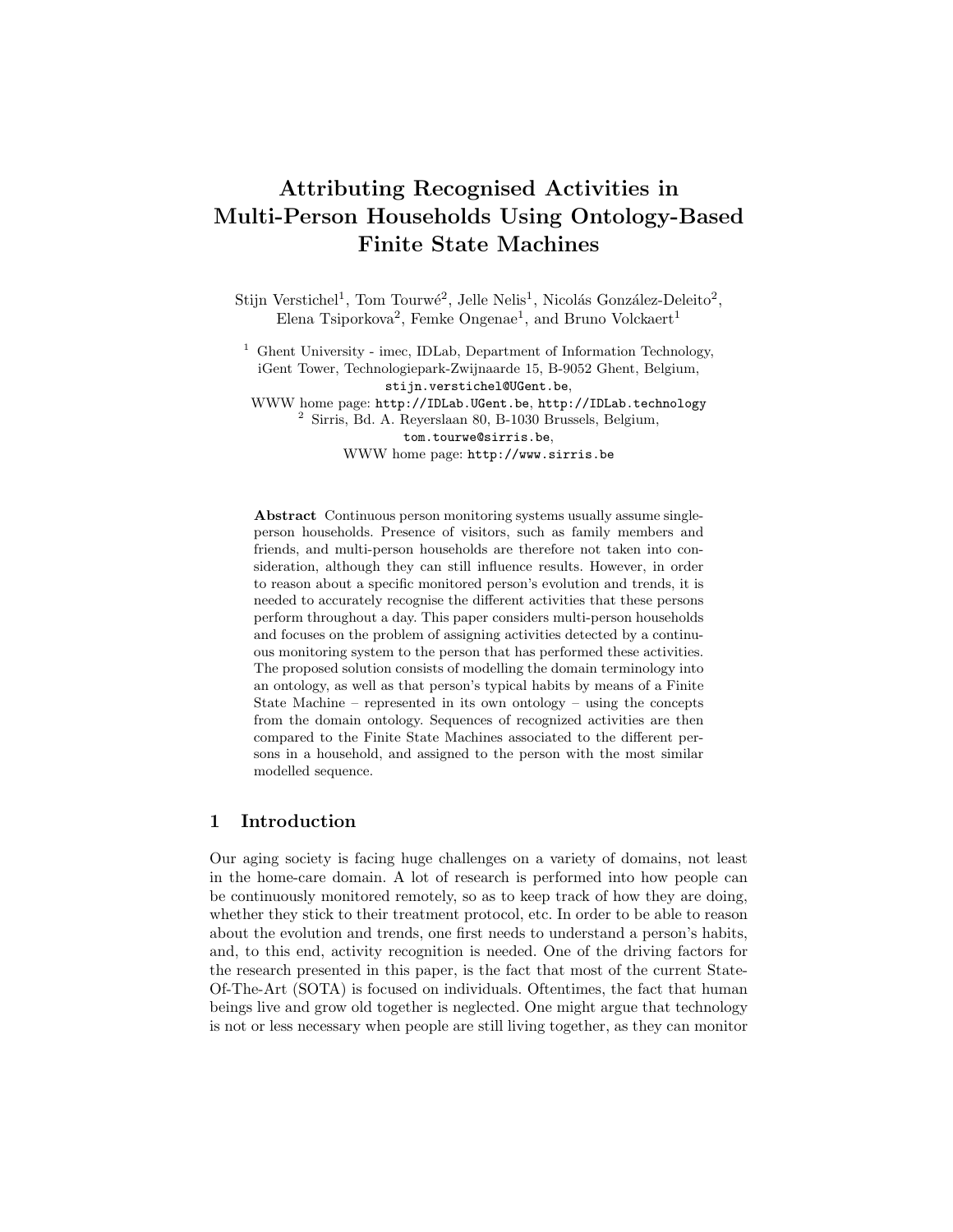# Attributing Recognised Activities in Multi-Person Households Using Ontology-Based Finite State Machines

Stijn Verstichel[1], Tom Tourwé[2], Jelle Nelis[1], Nicolás González-Deleito[2], Elena Tsiporkova[2], Femke Ongenae[1], and Bruno Volckaert[1]

[1] Ghent University - imec, IDLab, Department of Information Technology, iGent Tower, Technologiepark-Zwijnaarde 15, B-9052 Ghent, Belgium, stijn.verstichel@UGent.be,
WWW home page: http://IDLab.UGent.be, http://IDLab.technology

[2] Sirris, Bd. A. Reyerslaan 80, B-1030 Brussels, Belgium, tom.tourwe@sirris.be,
WWW home page: http://www.sirris.be

**Abstract** Continuous person monitoring systems usually assume single-person households. Presence of visitors, such as family members and friends, and multi-person households are therefore not taken into consideration, although they can still influence results. However, in order to reason about a specific monitored person's evolution and trends, it is needed to accurately recognise the different activities that these persons perform throughout a day. This paper considers multi-person households and focuses on the problem of assigning activities detected by a continuous monitoring system to the person that has performed these activities. The proposed solution consists of modelling the domain terminology into an ontology, as well as that person's typical habits by means of a Finite State Machine – represented in its own ontology – using the concepts from the domain ontology. Sequences of recognized activities are then compared to the Finite State Machines associated to the different persons in a household, and assigned to the person with the most similar modelled sequence.

## 1 Introduction

Our aging society is facing huge challenges on a variety of domains, not least in the home-care domain. A lot of research is performed into how people can be continuously monitored remotely, so as to keep track of how they are doing, whether they stick to their treatment protocol, etc. In order to be able to reason about the evolution and trends, one first needs to understand a person's habits, and, to this end, activity recognition is needed. One of the driving factors for the research presented in this paper, is the fact that most of the current State-Of-The-Art (SOTA) is focused on individuals. Oftentimes, the fact that human beings live and grow old together is neglected. One might argue that technology is not or less necessary when people are still living together, as they can monitor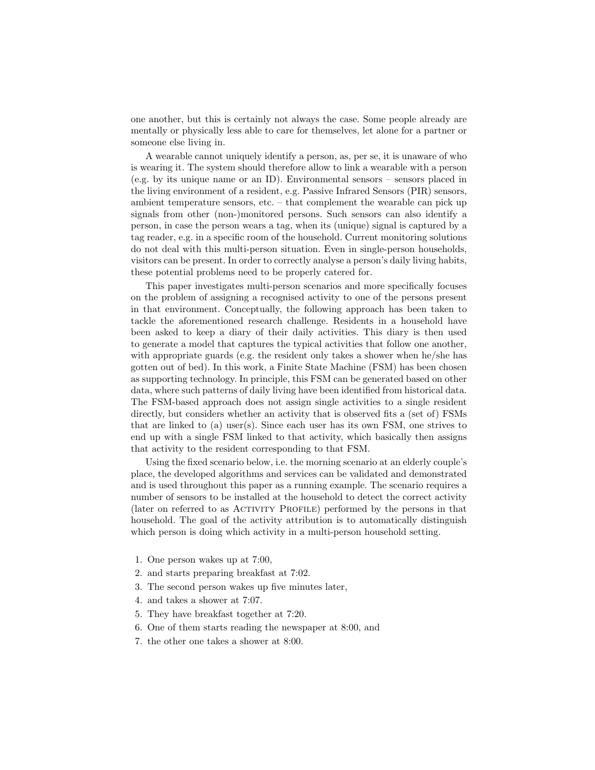one another, but this is certainly not always the case. Some people already are mentally or physically less able to care for themselves, let alone for a partner or someone else living in.

A wearable cannot uniquely identify a person, as, per se, it is unaware of who is wearing it. The system should therefore allow to link a wearable with a person (e.g. by its unique name or an ID). Environmental sensors – sensors placed in the living environment of a resident, e.g. Passive Infrared Sensors (PIR) sensors, ambient temperature sensors, etc. – that complement the wearable can pick up signals from other (non-)monitored persons. Such sensors can also identify a person, in case the person wears a tag, when its (unique) signal is captured by a tag reader, e.g. in a specific room of the household. Current monitoring solutions do not deal with this multi-person situation. Even in single-person households, visitors can be present. In order to correctly analyse a person's daily living habits, these potential problems need to be properly catered for.

This paper investigates multi-person scenarios and more specifically focuses on the problem of assigning a recognised activity to one of the persons present in that environment. Conceptually, the following approach has been taken to tackle the aforementioned research challenge. Residents in a household have been asked to keep a diary of their daily activities. This diary is then used to generate a model that captures the typical activities that follow one another, with appropriate guards (e.g. the resident only takes a shower when he/she has gotten out of bed). In this work, a Finite State Machine (FSM) has been chosen as supporting technology. In principle, this FSM can be generated based on other data, where such patterns of daily living have been identified from historical data. The FSM-based approach does not assign single activities to a single resident directly, but considers whether an activity that is observed fits a (set of) FSMs that are linked to (a) user(s). Since each user has its own FSM, one strives to end up with a single FSM linked to that activity, which basically then assigns that activity to the resident corresponding to that FSM.

Using the fixed scenario below, i.e. the morning scenario at an elderly couple's place, the developed algorithms and services can be validated and demonstrated and is used throughout this paper as a running example. The scenario requires a number of sensors to be installed at the household to detect the correct activity (later on referred to as Activity Profile) performed by the persons in that household. The goal of the activity attribution is to automatically distinguish which person is doing which activity in a multi-person household setting.

1. One person wakes up at 7:00,
2. and starts preparing breakfast at 7:02.
3. The second person wakes up five minutes later,
4. and takes a shower at 7:07.
5. They have breakfast together at 7:20.
6. One of them starts reading the newspaper at 8:00, and
7. the other one takes a shower at 8:00.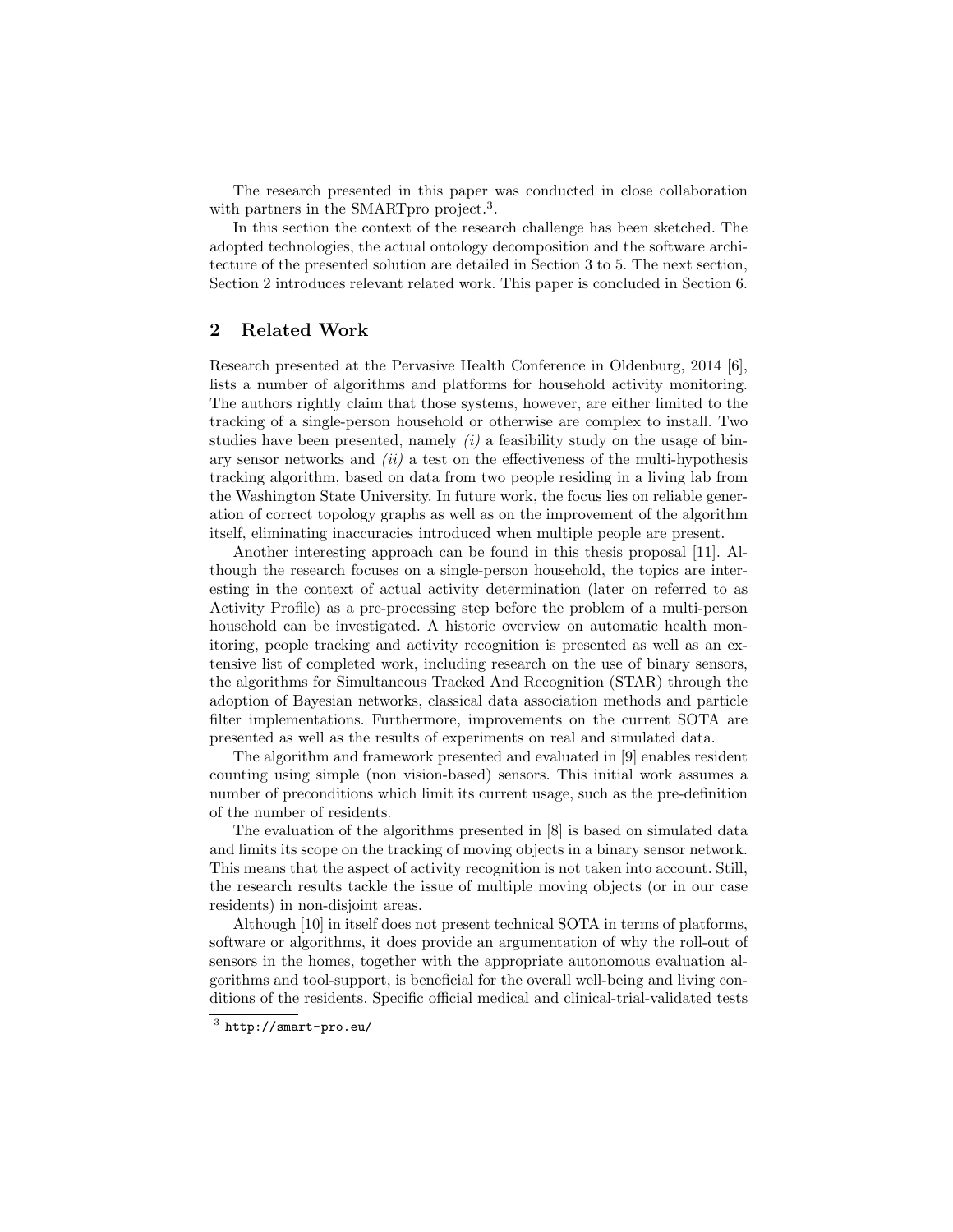The research presented in this paper was conducted in close collaboration with partners in the SMARTpro project.[3].

In this section the context of the research challenge has been sketched. The adopted technologies, the actual ontology decomposition and the software architecture of the presented solution are detailed in Section 3 to 5. The next section, Section 2 introduces relevant related work. This paper is concluded in Section 6.

## 2 Related Work

Research presented at the Pervasive Health Conference in Oldenburg, 2014 [6], lists a number of algorithms and platforms for household activity monitoring. The authors rightly claim that those systems, however, are either limited to the tracking of a single-person household or otherwise are complex to install. Two studies have been presented, namely *(i)* a feasibility study on the usage of binary sensor networks and *(ii)* a test on the effectiveness of the multi-hypothesis tracking algorithm, based on data from two people residing in a living lab from the Washington State University. In future work, the focus lies on reliable generation of correct topology graphs as well as on the improvement of the algorithm itself, eliminating inaccuracies introduced when multiple people are present.

Another interesting approach can be found in this thesis proposal [11]. Although the research focuses on a single-person household, the topics are interesting in the context of actual activity determination (later on referred to as Activity Profile) as a pre-processing step before the problem of a multi-person household can be investigated. A historic overview on automatic health monitoring, people tracking and activity recognition is presented as well as an extensive list of completed work, including research on the use of binary sensors, the algorithms for Simultaneous Tracked And Recognition (STAR) through the adoption of Bayesian networks, classical data association methods and particle filter implementations. Furthermore, improvements on the current SOTA are presented as well as the results of experiments on real and simulated data.

The algorithm and framework presented and evaluated in [9] enables resident counting using simple (non vision-based) sensors. This initial work assumes a number of preconditions which limit its current usage, such as the pre-definition of the number of residents.

The evaluation of the algorithms presented in [8] is based on simulated data and limits its scope on the tracking of moving objects in a binary sensor network. This means that the aspect of activity recognition is not taken into account. Still, the research results tackle the issue of multiple moving objects (or in our case residents) in non-disjoint areas.

Although [10] in itself does not present technical SOTA in terms of platforms, software or algorithms, it does provide an argumentation of why the roll-out of sensors in the homes, together with the appropriate autonomous evaluation algorithms and tool-support, is beneficial for the overall well-being and living conditions of the residents. Specific official medical and clinical-trial-validated tests

[3] http://smart-pro.eu/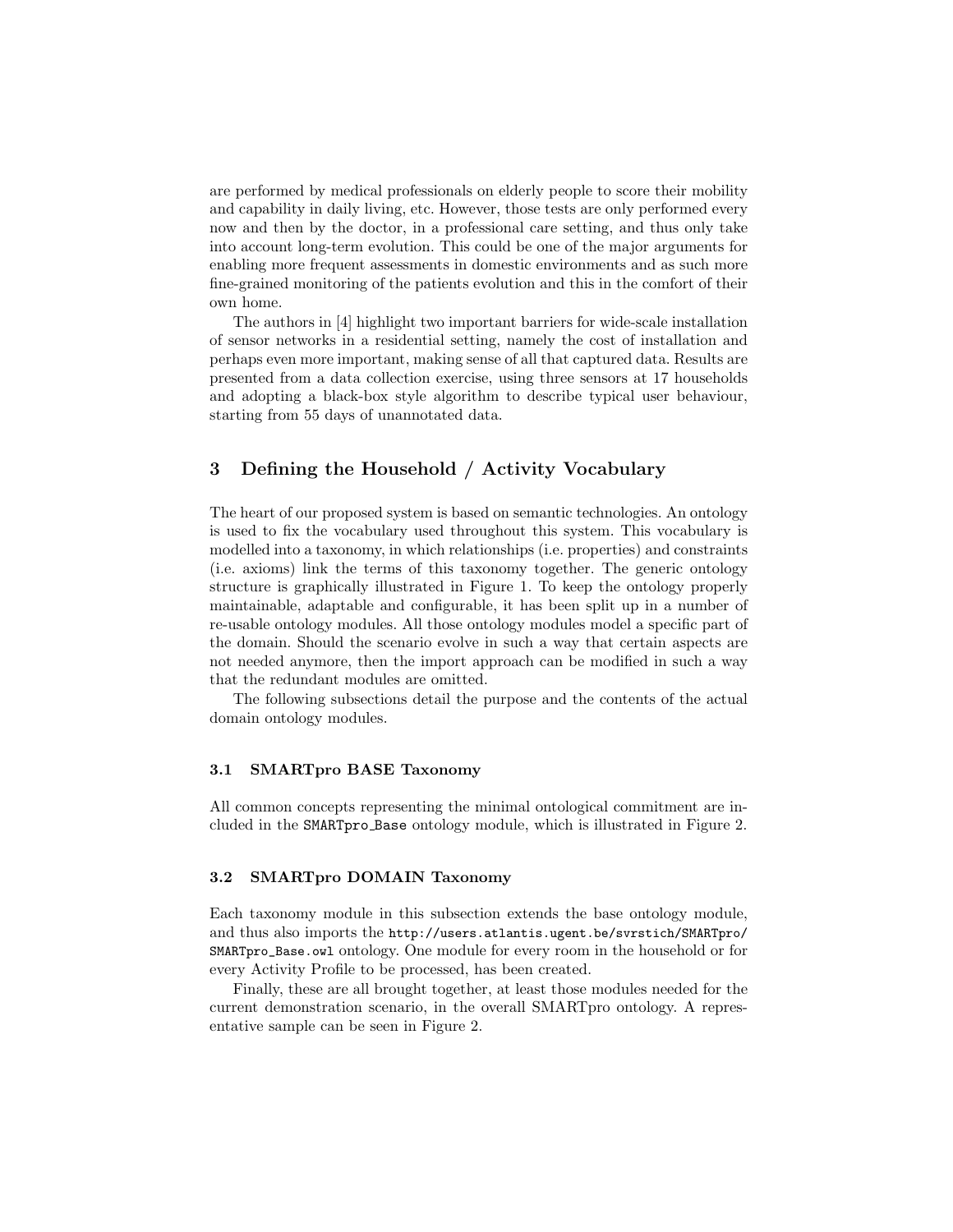are performed by medical professionals on elderly people to score their mobility and capability in daily living, etc. However, those tests are only performed every now and then by the doctor, in a professional care setting, and thus only take into account long-term evolution. This could be one of the major arguments for enabling more frequent assessments in domestic environments and as such more fine-grained monitoring of the patients evolution and this in the comfort of their own home.

The authors in [4] highlight two important barriers for wide-scale installation of sensor networks in a residential setting, namely the cost of installation and perhaps even more important, making sense of all that captured data. Results are presented from a data collection exercise, using three sensors at 17 households and adopting a black-box style algorithm to describe typical user behaviour, starting from 55 days of unannotated data.

## 3 Defining the Household / Activity Vocabulary

The heart of our proposed system is based on semantic technologies. An ontology is used to fix the vocabulary used throughout this system. This vocabulary is modelled into a taxonomy, in which relationships (i.e. properties) and constraints (i.e. axioms) link the terms of this taxonomy together. The generic ontology structure is graphically illustrated in Figure 1. To keep the ontology properly maintainable, adaptable and configurable, it has been split up in a number of re-usable ontology modules. All those ontology modules model a specific part of the domain. Should the scenario evolve in such a way that certain aspects are not needed anymore, then the import approach can be modified in such a way that the redundant modules are omitted.

The following subsections detail the purpose and the contents of the actual domain ontology modules.

### 3.1 SMARTpro BASE Taxonomy

All common concepts representing the minimal ontological commitment are included in the `SMARTpro_Base` ontology module, which is illustrated in Figure 2.

### 3.2 SMARTpro DOMAIN Taxonomy

Each taxonomy module in this subsection extends the base ontology module, and thus also imports the `http://users.atlantis.ugent.be/svrstich/SMARTpro/SMARTpro_Base.owl` ontology. One module for every room in the household or for every Activity Profile to be processed, has been created.

Finally, these are all brought together, at least those modules needed for the current demonstration scenario, in the overall SMARTpro ontology. A representative sample can be seen in Figure 2.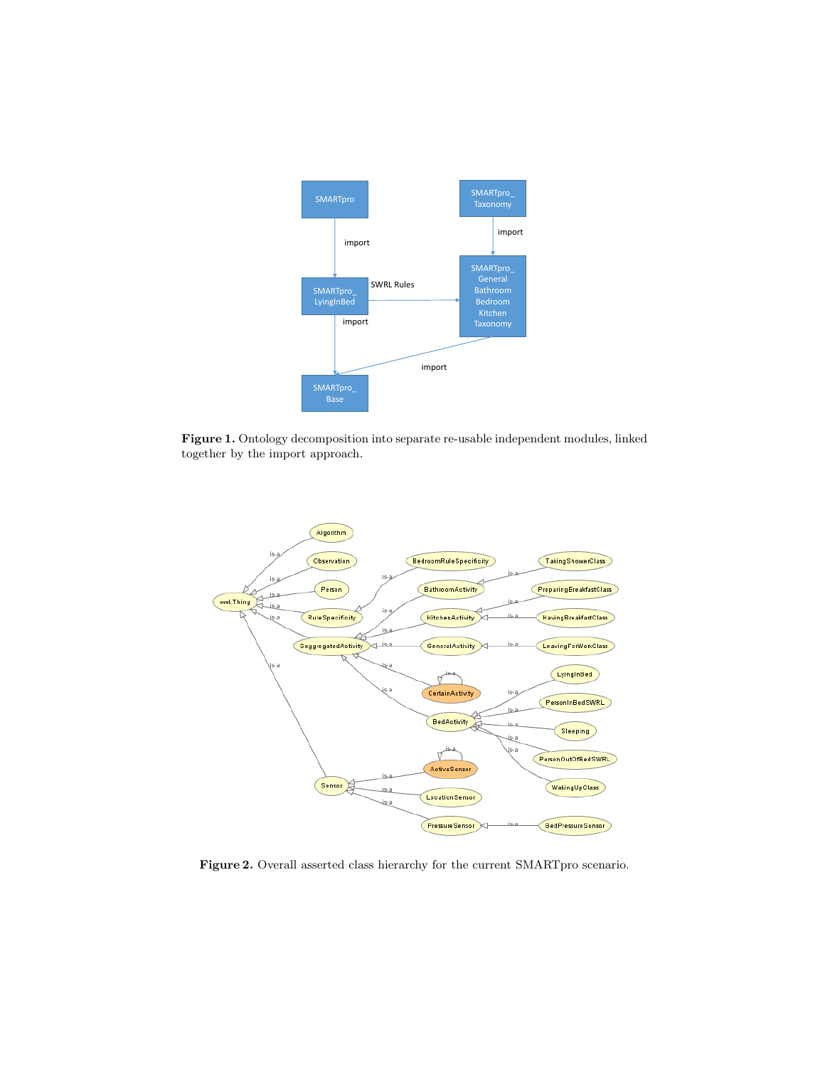**Figure 1.** Ontology decomposition into separate re-usable independent modules, linked together by the import approach.

**Figure 2.** Overall asserted class hierarchy for the current SMARTpro scenario.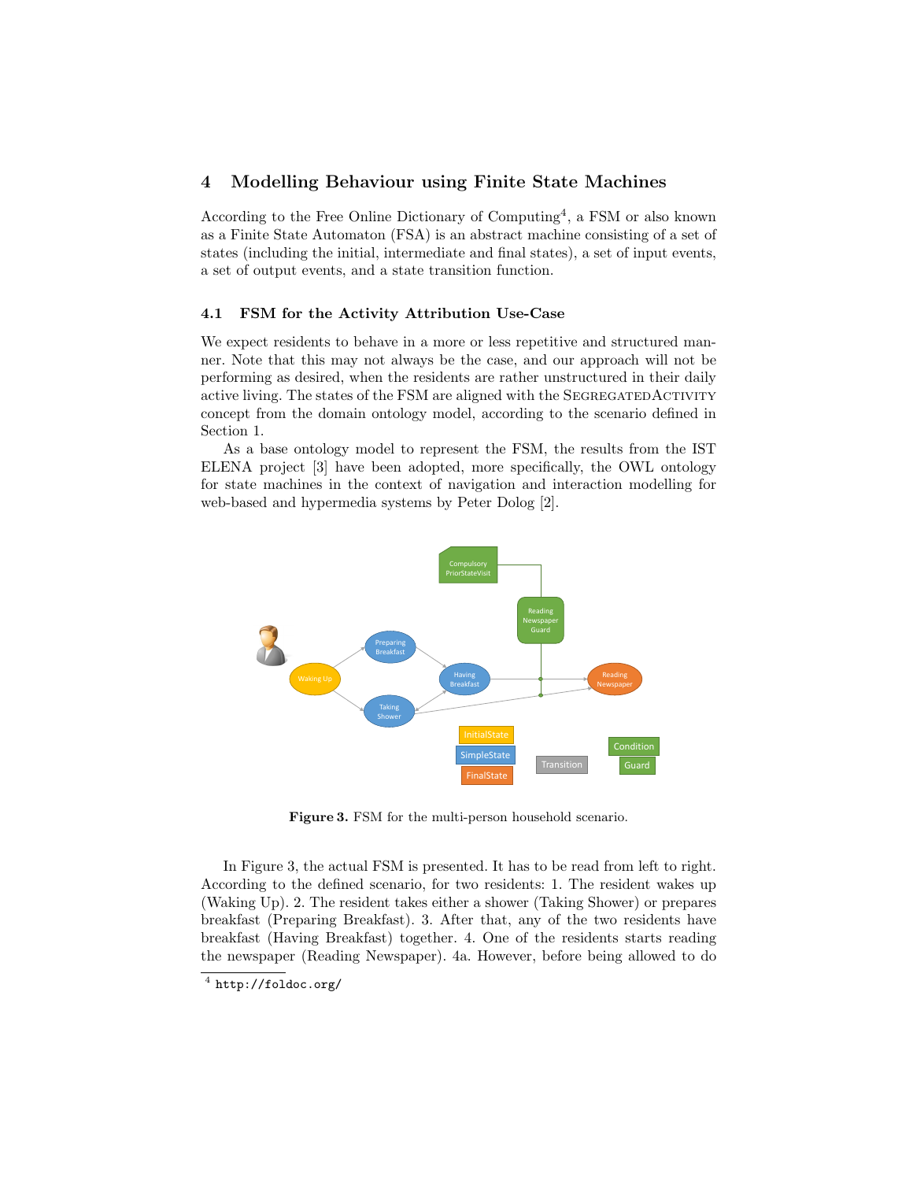## 4 Modelling Behaviour using Finite State Machines

According to the Free Online Dictionary of Computing[4], a FSM or also known as a Finite State Automaton (FSA) is an abstract machine consisting of a set of states (including the initial, intermediate and final states), a set of input events, a set of output events, and a state transition function.

### 4.1 FSM for the Activity Attribution Use-Case

We expect residents to behave in a more or less repetitive and structured manner. Note that this may not always be the case, and our approach will not be performing as desired, when the residents are rather unstructured in their daily active living. The states of the FSM are aligned with the SegregatedActivity concept from the domain ontology model, according to the scenario defined in Section 1.

As a base ontology model to represent the FSM, the results from the IST ELENA project [3] have been adopted, more specifically, the OWL ontology for state machines in the context of navigation and interaction modelling for web-based and hypermedia systems by Peter Dolog [2].

**Figure 3.** FSM for the multi-person household scenario.

In Figure 3, the actual FSM is presented. It has to be read from left to right. According to the defined scenario, for two residents: 1. The resident wakes up (Waking Up). 2. The resident takes either a shower (Taking Shower) or prepares breakfast (Preparing Breakfast). 3. After that, any of the two residents have breakfast (Having Breakfast) together. 4. One of the residents starts reading the newspaper (Reading Newspaper). 4a. However, before being allowed to do

[4] http://foldoc.org/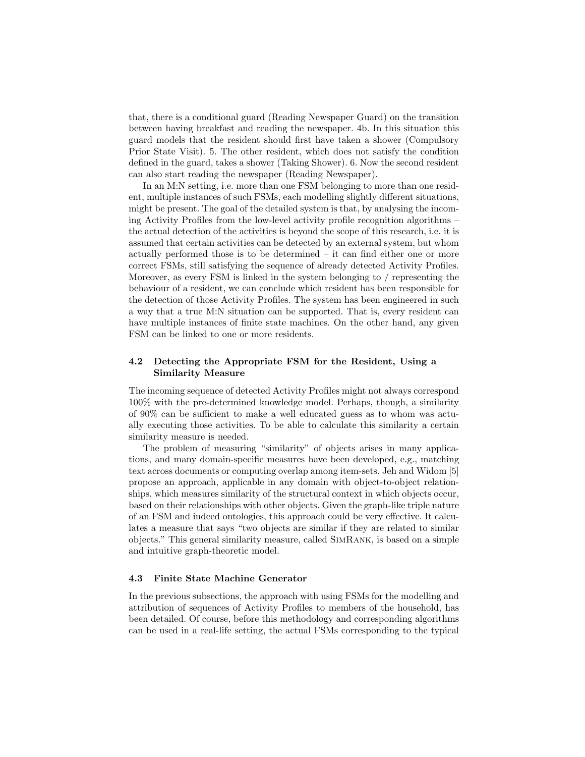that, there is a conditional guard (Reading Newspaper Guard) on the transition between having breakfast and reading the newspaper. 4b. In this situation this guard models that the resident should first have taken a shower (Compulsory Prior State Visit). 5. The other resident, which does not satisfy the condition defined in the guard, takes a shower (Taking Shower). 6. Now the second resident can also start reading the newspaper (Reading Newspaper).

In an M:N setting, i.e. more than one FSM belonging to more than one resident, multiple instances of such FSMs, each modelling slightly different situations, might be present. The goal of the detailed system is that, by analysing the incoming Activity Profiles from the low-level activity profile recognition algorithms – the actual detection of the activities is beyond the scope of this research, i.e. it is assumed that certain activities can be detected by an external system, but whom actually performed those is to be determined – it can find either one or more correct FSMs, still satisfying the sequence of already detected Activity Profiles. Moreover, as every FSM is linked in the system belonging to / representing the behaviour of a resident, we can conclude which resident has been responsible for the detection of those Activity Profiles. The system has been engineered in such a way that a true M:N situation can be supported. That is, every resident can have multiple instances of finite state machines. On the other hand, any given FSM can be linked to one or more residents.

### 4.2 Detecting the Appropriate FSM for the Resident, Using a Similarity Measure

The incoming sequence of detected Activity Profiles might not always correspond 100% with the pre-determined knowledge model. Perhaps, though, a similarity of 90% can be sufficient to make a well educated guess as to whom was actually executing those activities. To be able to calculate this similarity a certain similarity measure is needed.

The problem of measuring "similarity" of objects arises in many applications, and many domain-specific measures have been developed, e.g., matching text across documents or computing overlap among item-sets. Jeh and Widom [5] propose an approach, applicable in any domain with object-to-object relationships, which measures similarity of the structural context in which objects occur, based on their relationships with other objects. Given the graph-like triple nature of an FSM and indeed ontologies, this approach could be very effective. It calculates a measure that says "two objects are similar if they are related to similar objects." This general similarity measure, called SimRank, is based on a simple and intuitive graph-theoretic model.

### 4.3 Finite State Machine Generator

In the previous subsections, the approach with using FSMs for the modelling and attribution of sequences of Activity Profiles to members of the household, has been detailed. Of course, before this methodology and corresponding algorithms can be used in a real-life setting, the actual FSMs corresponding to the typical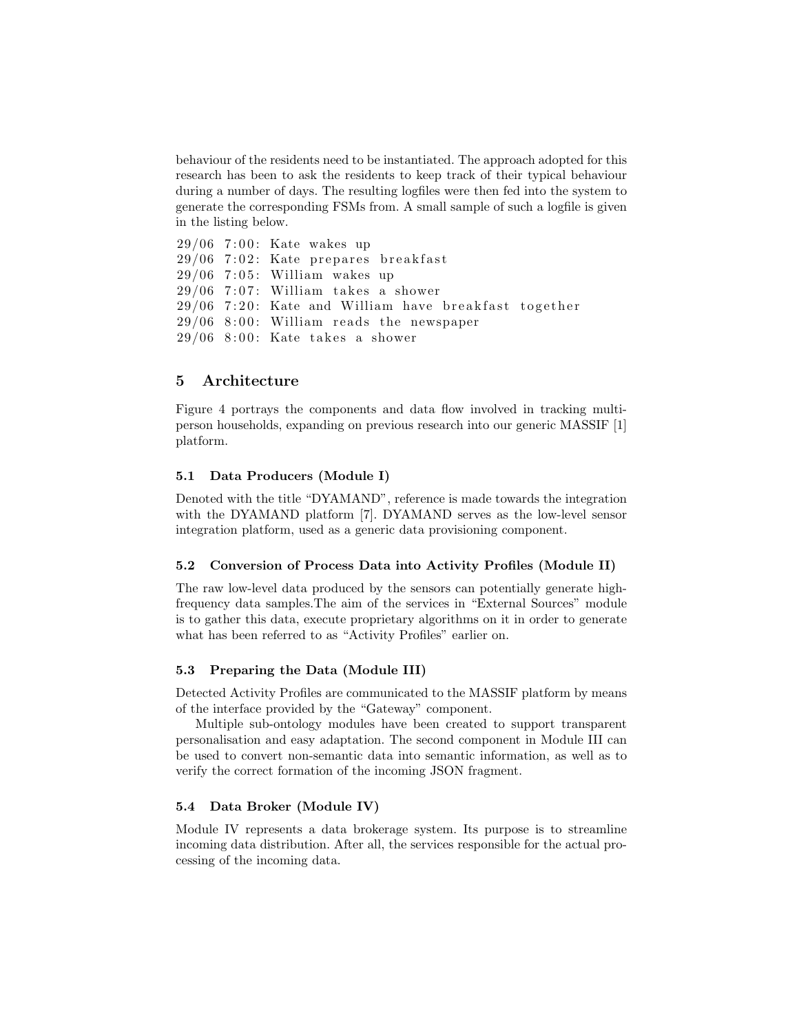behaviour of the residents need to be instantiated. The approach adopted for this research has been to ask the residents to keep track of their typical behaviour during a number of days. The resulting logfiles were then fed into the system to generate the corresponding FSMs from. A small sample of such a logfile is given in the listing below.

```
29/06 7:00: Kate wakes up
29/06 7:02: Kate prepares breakfast
29/06 7:05: William wakes up
29/06 7:07: William takes a shower
29/06 7:20: Kate and William have breakfast together
29/06 8:00: William reads the newspaper
29/06 8:00: Kate takes a shower
```

## 5 Architecture

Figure 4 portrays the components and data flow involved in tracking multi-person households, expanding on previous research into our generic MASSIF [1] platform.

### 5.1 Data Producers (Module I)

Denoted with the title "DYAMAND", reference is made towards the integration with the DYAMAND platform [7]. DYAMAND serves as the low-level sensor integration platform, used as a generic data provisioning component.

### 5.2 Conversion of Process Data into Activity Profiles (Module II)

The raw low-level data produced by the sensors can potentially generate high-frequency data samples.The aim of the services in "External Sources" module is to gather this data, execute proprietary algorithms on it in order to generate what has been referred to as "Activity Profiles" earlier on.

### 5.3 Preparing the Data (Module III)

Detected Activity Profiles are communicated to the MASSIF platform by means of the interface provided by the "Gateway" component.

Multiple sub-ontology modules have been created to support transparent personalisation and easy adaptation. The second component in Module III can be used to convert non-semantic data into semantic information, as well as to verify the correct formation of the incoming JSON fragment.

### 5.4 Data Broker (Module IV)

Module IV represents a data brokerage system. Its purpose is to streamline incoming data distribution. After all, the services responsible for the actual processing of the incoming data.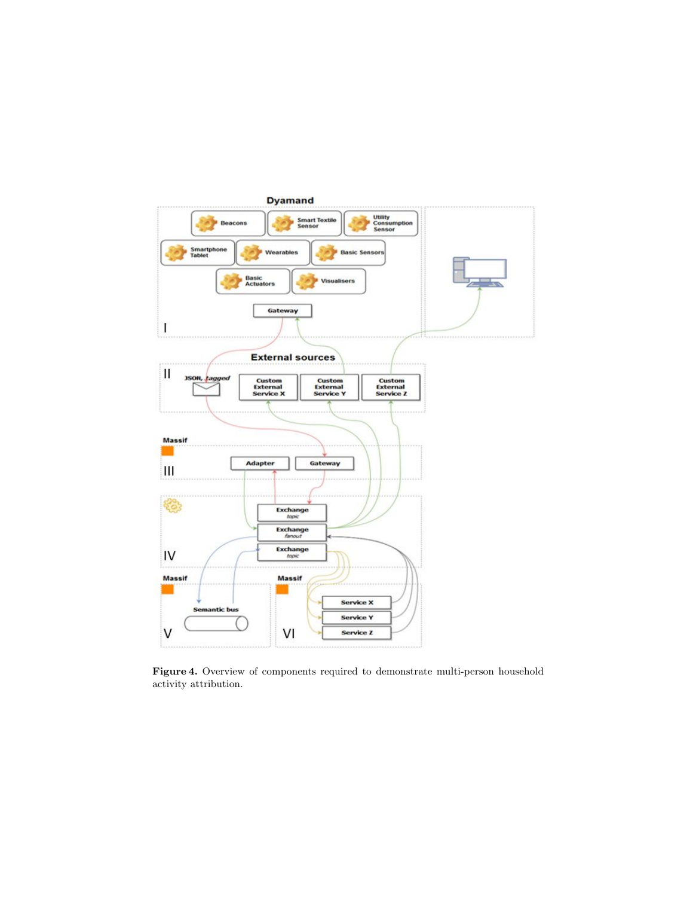**Figure 4.** Overview of components required to demonstrate multi-person household activity attribution.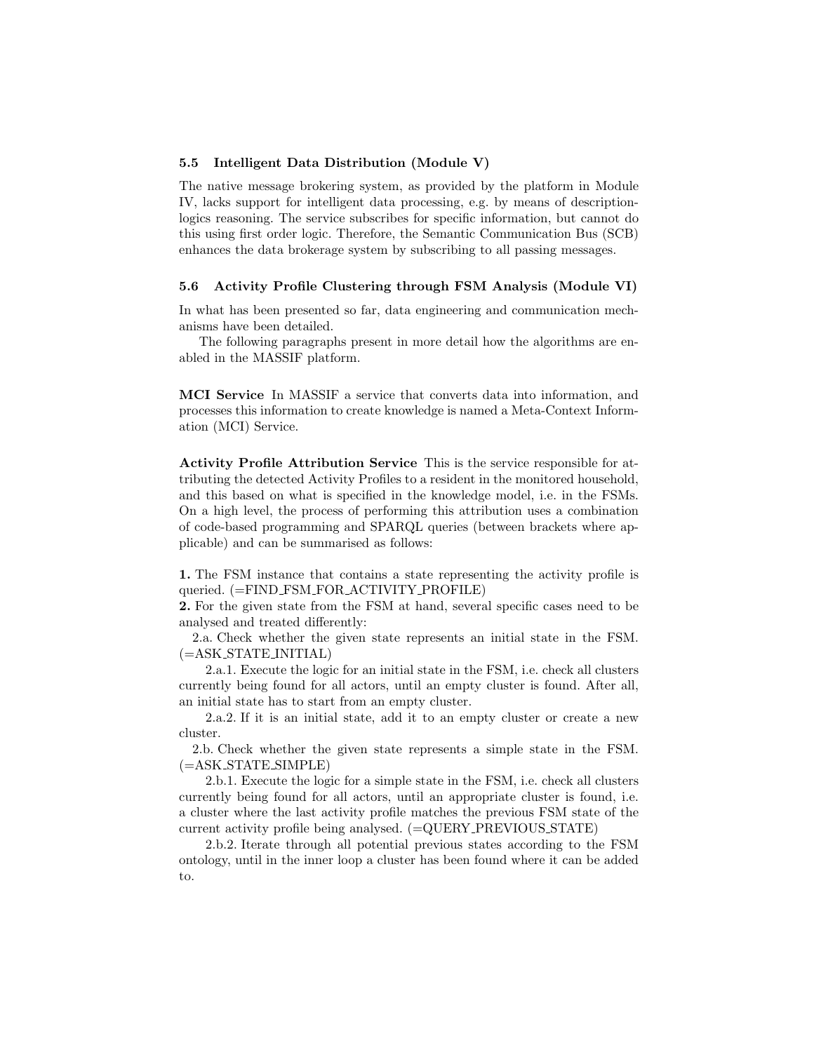### 5.5 Intelligent Data Distribution (Module V)

The native message brokering system, as provided by the platform in Module IV, lacks support for intelligent data processing, e.g. by means of description-logics reasoning. The service subscribes for specific information, but cannot do this using first order logic. Therefore, the Semantic Communication Bus (SCB) enhances the data brokerage system by subscribing to all passing messages.

### 5.6 Activity Profile Clustering through FSM Analysis (Module VI)

In what has been presented so far, data engineering and communication mechanisms have been detailed.

The following paragraphs present in more detail how the algorithms are enabled in the MASSIF platform.

**MCI Service** In MASSIF a service that converts data into information, and processes this information to create knowledge is named a Meta-Context Information (MCI) Service.

**Activity Profile Attribution Service** This is the service responsible for attributing the detected Activity Profiles to a resident in the monitored household, and this based on what is specified in the knowledge model, i.e. in the FSMs. On a high level, the process of performing this attribution uses a combination of code-based programming and SPARQL queries (between brackets where applicable) and can be summarised as follows:

**1.** The FSM instance that contains a state representing the activity profile is queried. (=FIND_FSM_FOR_ACTIVITY_PROFILE)
**2.** For the given state from the FSM at hand, several specific cases need to be analysed and treated differently:
  2.a. Check whether the given state represents an initial state in the FSM. (=ASK_STATE_INITIAL)
    2.a.1. Execute the logic for an initial state in the FSM, i.e. check all clusters currently being found for all actors, until an empty cluster is found. After all, an initial state has to start from an empty cluster.
    2.a.2. If it is an initial state, add it to an empty cluster or create a new cluster.
  2.b. Check whether the given state represents a simple state in the FSM. (=ASK_STATE_SIMPLE)
    2.b.1. Execute the logic for a simple state in the FSM, i.e. check all clusters currently being found for all actors, until an appropriate cluster is found, i.e. a cluster where the last activity profile matches the previous FSM state of the current activity profile being analysed. (=QUERY_PREVIOUS_STATE)
    2.b.2. Iterate through all potential previous states according to the FSM ontology, until in the inner loop a cluster has been found where it can be added to.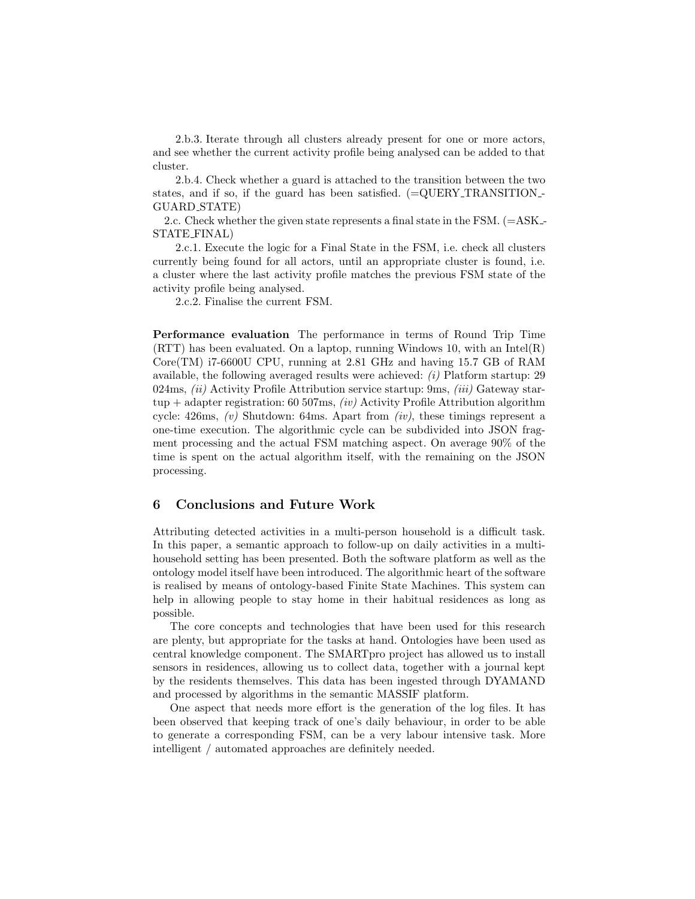2.b.3. Iterate through all clusters already present for one or more actors, and see whether the current activity profile being analysed can be added to that cluster.

2.b.4. Check whether a guard is attached to the transition between the two states, and if so, if the guard has been satisfied. (=QUERY_TRANSITION_GUARD_STATE)

2.c. Check whether the given state represents a final state in the FSM. (=ASK_STATE_FINAL)

2.c.1. Execute the logic for a Final State in the FSM, i.e. check all clusters currently being found for all actors, until an appropriate cluster is found, i.e. a cluster where the last activity profile matches the previous FSM state of the activity profile being analysed.

2.c.2. Finalise the current FSM.

**Performance evaluation** The performance in terms of Round Trip Time (RTT) has been evaluated. On a laptop, running Windows 10, with an Intel(R) Core(TM) i7-6600U CPU, running at 2.81 GHz and having 15.7 GB of RAM available, the following averaged results were achieved: *(i)* Platform startup: 29 024ms, *(ii)* Activity Profile Attribution service startup: 9ms, *(iii)* Gateway startup + adapter registration: 60 507ms, *(iv)* Activity Profile Attribution algorithm cycle: 426ms, *(v)* Shutdown: 64ms. Apart from *(iv)*, these timings represent a one-time execution. The algorithmic cycle can be subdivided into JSON fragment processing and the actual FSM matching aspect. On average 90% of the time is spent on the actual algorithm itself, with the remaining on the JSON processing.

## 6 Conclusions and Future Work

Attributing detected activities in a multi-person household is a difficult task. In this paper, a semantic approach to follow-up on daily activities in a multi-household setting has been presented. Both the software platform as well as the ontology model itself have been introduced. The algorithmic heart of the software is realised by means of ontology-based Finite State Machines. This system can help in allowing people to stay home in their habitual residences as long as possible.

The core concepts and technologies that have been used for this research are plenty, but appropriate for the tasks at hand. Ontologies have been used as central knowledge component. The SMARTpro project has allowed us to install sensors in residences, allowing us to collect data, together with a journal kept by the residents themselves. This data has been ingested through DYAMAND and processed by algorithms in the semantic MASSIF platform.

One aspect that needs more effort is the generation of the log files. It has been observed that keeping track of one's daily behaviour, in order to be able to generate a corresponding FSM, can be a very labour intensive task. More intelligent / automated approaches are definitely needed.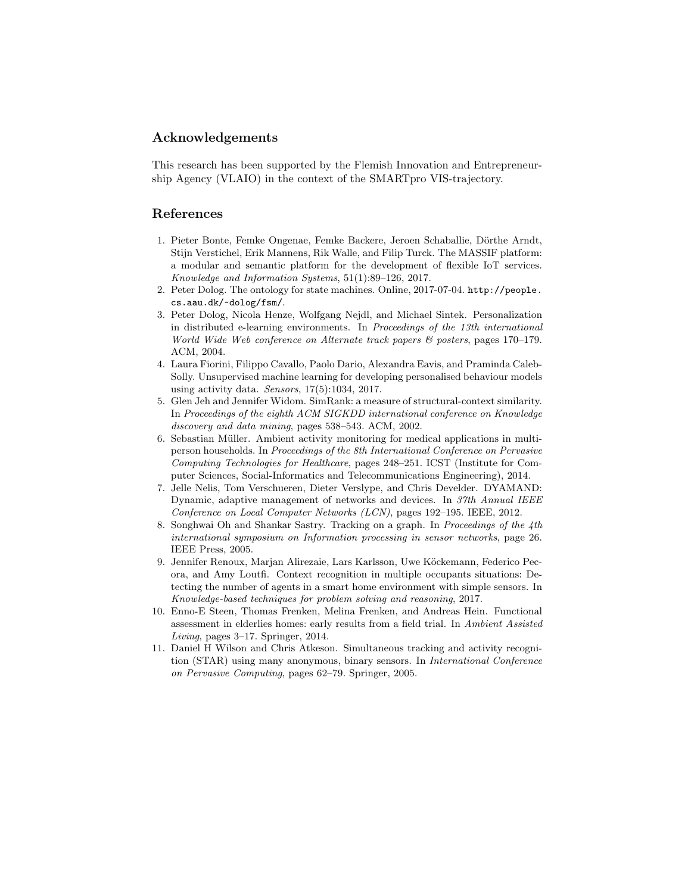## Acknowledgements

This research has been supported by the Flemish Innovation and Entrepreneurship Agency (VLAIO) in the context of the SMARTpro VIS-trajectory.

## References

1. Pieter Bonte, Femke Ongenae, Femke Backere, Jeroen Schaballie, Dörthe Arndt, Stijn Verstichel, Erik Mannens, Rik Walle, and Filip Turck. The MASSIF platform: a modular and semantic platform for the development of flexible IoT services. *Knowledge and Information Systems*, 51(1):89–126, 2017.
2. Peter Dolog. The ontology for state machines. Online, 2017-07-04. `http://people.cs.aau.dk/~dolog/fsm/`.
3. Peter Dolog, Nicola Henze, Wolfgang Nejdl, and Michael Sintek. Personalization in distributed e-learning environments. In *Proceedings of the 13th international World Wide Web conference on Alternate track papers & posters*, pages 170–179. ACM, 2004.
4. Laura Fiorini, Filippo Cavallo, Paolo Dario, Alexandra Eavis, and Praminda Caleb-Solly. Unsupervised machine learning for developing personalised behaviour models using activity data. *Sensors*, 17(5):1034, 2017.
5. Glen Jeh and Jennifer Widom. SimRank: a measure of structural-context similarity. In *Proceedings of the eighth ACM SIGKDD international conference on Knowledge discovery and data mining*, pages 538–543. ACM, 2002.
6. Sebastian Müller. Ambient activity monitoring for medical applications in multi-person households. In *Proceedings of the 8th International Conference on Pervasive Computing Technologies for Healthcare*, pages 248–251. ICST (Institute for Computer Sciences, Social-Informatics and Telecommunications Engineering), 2014.
7. Jelle Nelis, Tom Verschueren, Dieter Verslype, and Chris Develder. DYAMAND: Dynamic, adaptive management of networks and devices. In *37th Annual IEEE Conference on Local Computer Networks (LCN)*, pages 192–195. IEEE, 2012.
8. Songhwai Oh and Shankar Sastry. Tracking on a graph. In *Proceedings of the 4th international symposium on Information processing in sensor networks*, page 26. IEEE Press, 2005.
9. Jennifer Renoux, Marjan Alirezaie, Lars Karlsson, Uwe Köckemann, Federico Pecora, and Amy Loutfi. Context recognition in multiple occupants situations: Detecting the number of agents in a smart home environment with simple sensors. In *Knowledge-based techniques for problem solving and reasoning*, 2017.
10. Enno-E Steen, Thomas Frenken, Melina Frenken, and Andreas Hein. Functional assessment in elderlies homes: early results from a field trial. In *Ambient Assisted Living*, pages 3–17. Springer, 2014.
11. Daniel H Wilson and Chris Atkeson. Simultaneous tracking and activity recognition (STAR) using many anonymous, binary sensors. In *International Conference on Pervasive Computing*, pages 62–79. Springer, 2005.